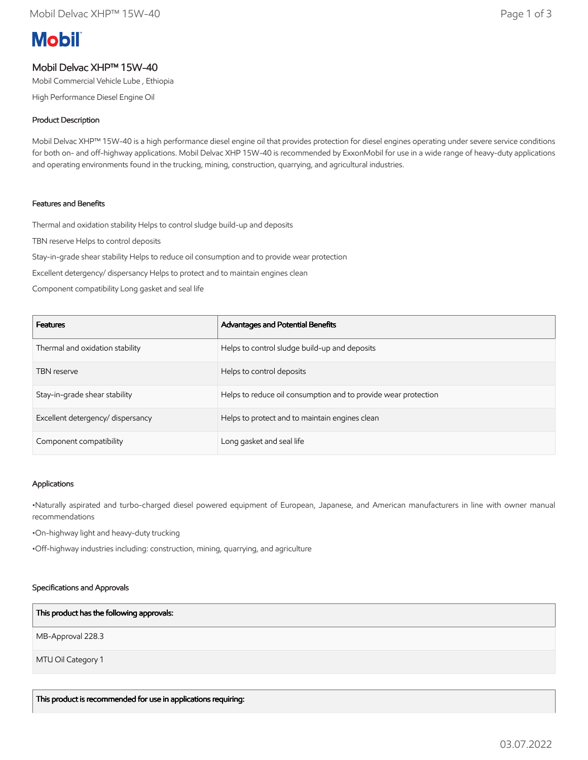Mobil

# Mobil Delvac XHP™ 15W-40

Mobil Commercial Vehicle Lube , Ethiopia

High Performance Diesel Engine Oil

## Product Description

Mobil Delvac XHP™ 15W-40 is a high performance diesel engine oil that provides protection for diesel engines operating under severe service conditions for both on- and off-highway applications. Mobil Delvac XHP 15W-40 is recommended by ExxonMobil for use in a wide range of heavy-duty applications and operating environments found in the trucking, mining, construction, quarrying, and agricultural industries.

## Features and Benefits

Thermal and oxidation stability Helps to control sludge build-up and deposits

TBN reserve Helps to control deposits

Stay-in-grade shear stability Helps to reduce oil consumption and to provide wear protection

Excellent detergency/ dispersancy Helps to protect and to maintain engines clean

Component compatibility Long gasket and seal life

| Features | Advantages and Potential Benefits |
|---|---|
| Thermal and oxidation stability | Helps to control sludge build-up and deposits |
| TBN reserve | Helps to control deposits |
| Stay-in-grade shear stability | Helps to reduce oil consumption and to provide wear protection |
| Excellent detergency/ dispersancy | Helps to protect and to maintain engines clean |
| Component compatibility | Long gasket and seal life |

## Applications

•Naturally aspirated and turbo-charged diesel powered equipment of European, Japanese, and American manufacturers in line with owner manual recommendations

•On-highway light and heavy-duty trucking

•Off-highway industries including: construction, mining, quarrying, and agriculture

## Specifications and Approvals

| This product has the following approvals: |
|---|
| MB-Approval 228.3 |
| MTU Oil Category 1 |

| This product is recommended for use in applications requiring: |
|---|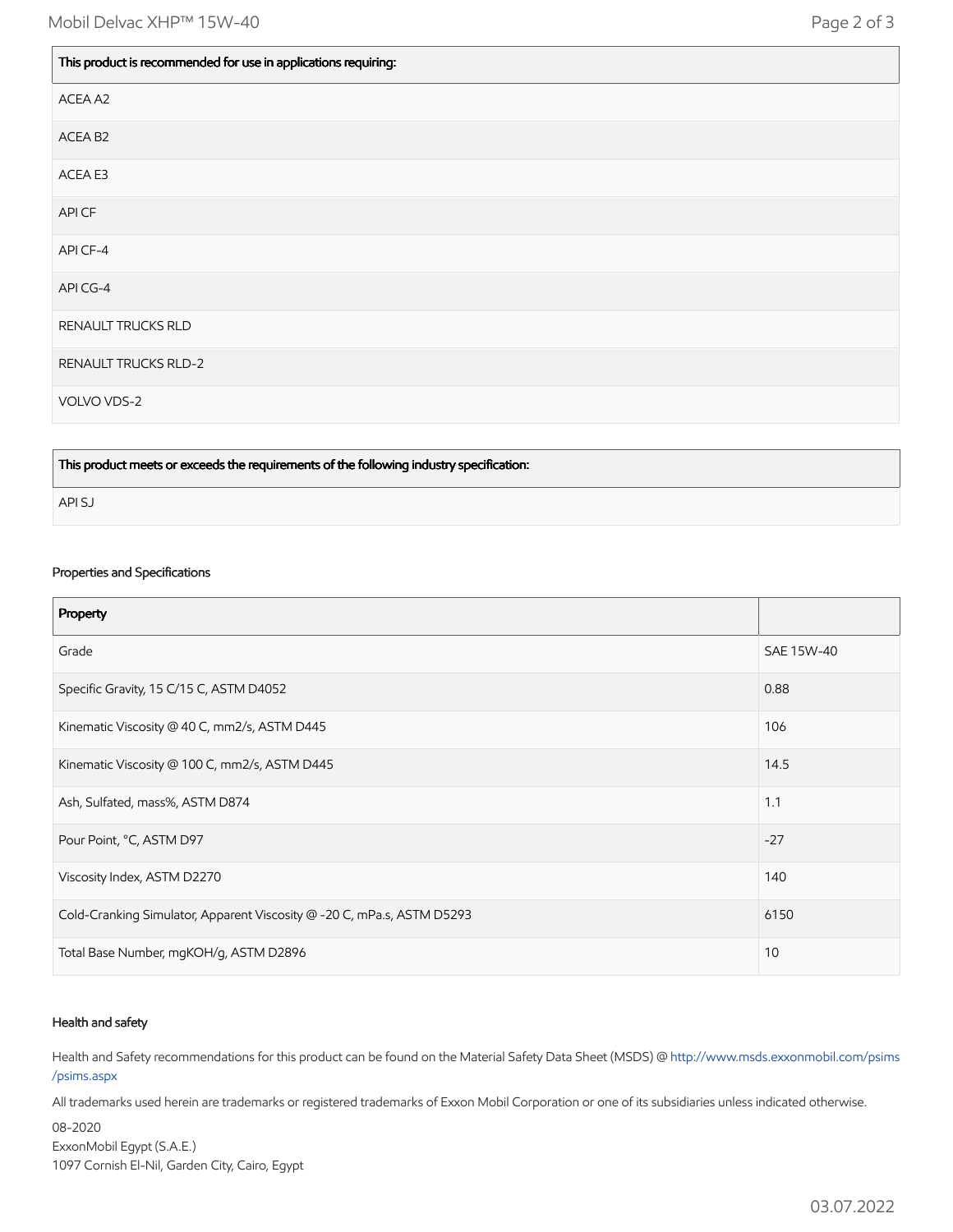| This product is recommended for use in applications requiring: |
|---|
| ACEA A2 |
| ACEA B2 |
| ACEA E3 |
| API CF |
| API CF-4 |
| API CG-4 |
| RENAULT TRUCKS RLD |
| RENAULT TRUCKS RLD-2 |
| VOLVO VDS-2 |

| This product meets or exceeds the requirements of the following industry specification: |
|---|
| API SJ |

### Properties and Specifications

| Property | |
|---|---|
| Grade | SAE 15W-40 |
| Specific Gravity, 15 C/15 C, ASTM D4052 | 0.88 |
| Kinematic Viscosity @ 40 C, mm2/s, ASTM D445 | 106 |
| Kinematic Viscosity @ 100 C, mm2/s, ASTM D445 | 14.5 |
| Ash, Sulfated, mass%, ASTM D874 | 1.1 |
| Pour Point, °C, ASTM D97 | -27 |
| Viscosity Index, ASTM D2270 | 140 |
| Cold-Cranking Simulator, Apparent Viscosity @ -20 C, mPa.s, ASTM D5293 | 6150 |
| Total Base Number, mgKOH/g, ASTM D2896 | 10 |

### Health and safety

Health and Safety recommendations for this product can be found on the Material Safety Data Sheet (MSDS) @ http://www.msds.exxonmobil.com/psims/psims.aspx

All trademarks used herein are trademarks or registered trademarks of Exxon Mobil Corporation or one of its subsidiaries unless indicated otherwise.

08-2020
ExxonMobil Egypt (S.A.E.)
1097 Cornish El-Nil, Garden City, Cairo, Egypt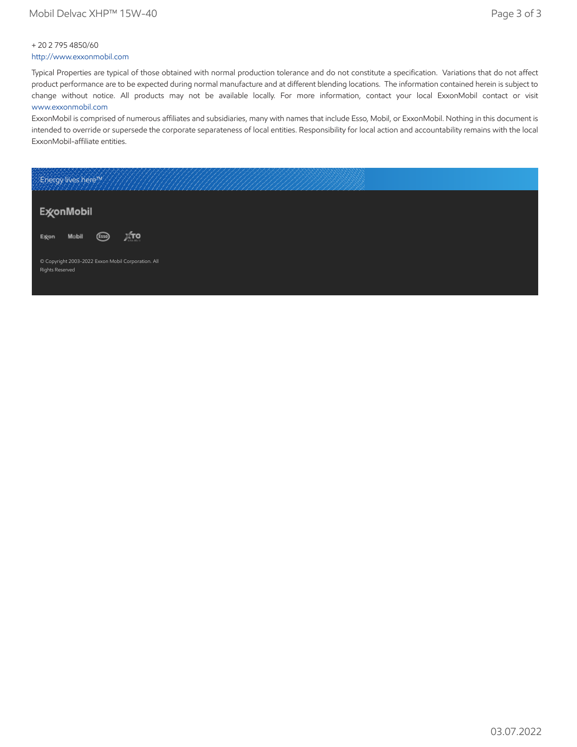+ 20 2 795 4850/60

http://www.exxonmobil.com

Typical Properties are typical of those obtained with normal production tolerance and do not constitute a specification. Variations that do not affect product performance are to be expected during normal manufacture and at different blending locations. The information contained herein is subject to change without notice. All products may not be available locally. For more information, contact your local ExxonMobil contact or visit www.exxonmobil.com

ExxonMobil is comprised of numerous affiliates and subsidiaries, many with names that include Esso, Mobil, or ExxonMobil. Nothing in this document is intended to override or supersede the corporate separateness of local entities. Responsibility for local action and accountability remains with the local ExxonMobil-affiliate entities.

Energy lives here™

ExxonMobil

Exxon Mobil Esso XTO

© Copyright 2003-2022 Exxon Mobil Corporation. All Rights Reserved

03.07.2022